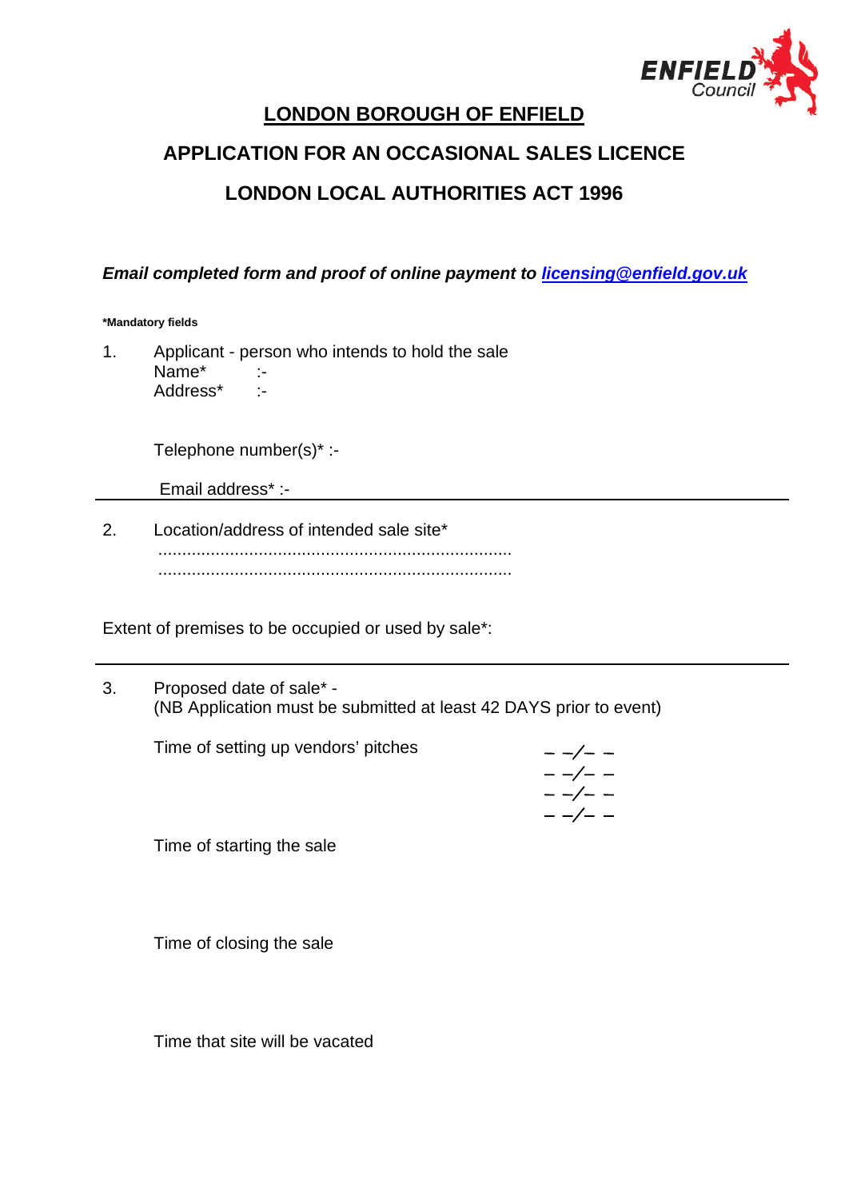# LONDON BOROUGH OF ENFIELD

## APPLICATION FOR AN OCCASIONAL SALES LICENCE

## LONDON LOCAL AUTHORITIES ACT 1996

***Email completed form and proof of online payment to [licensing@enfield.gov.uk](mailto:licensing@enfield.gov.uk)***

**\*Mandatory fields**

1. Applicant - person who intends to hold the sale
   Name* :-
   Address* :-

   Telephone number(s)* :-

   Email address* :-

---

2. Location/address of intended sale site*
   .........................................................................
   .........................................................................

Extent of premises to be occupied or used by sale*:

---

3. Proposed date of sale* -
   (NB Application must be submitted at least 42 DAYS prior to event)

   Time of setting up vendors' pitches

   _ _/_ _
   _ _/_ _
   _ _/_ _
   _ _/_ _

   Time of starting the sale

   Time of closing the sale

   Time that site will be vacated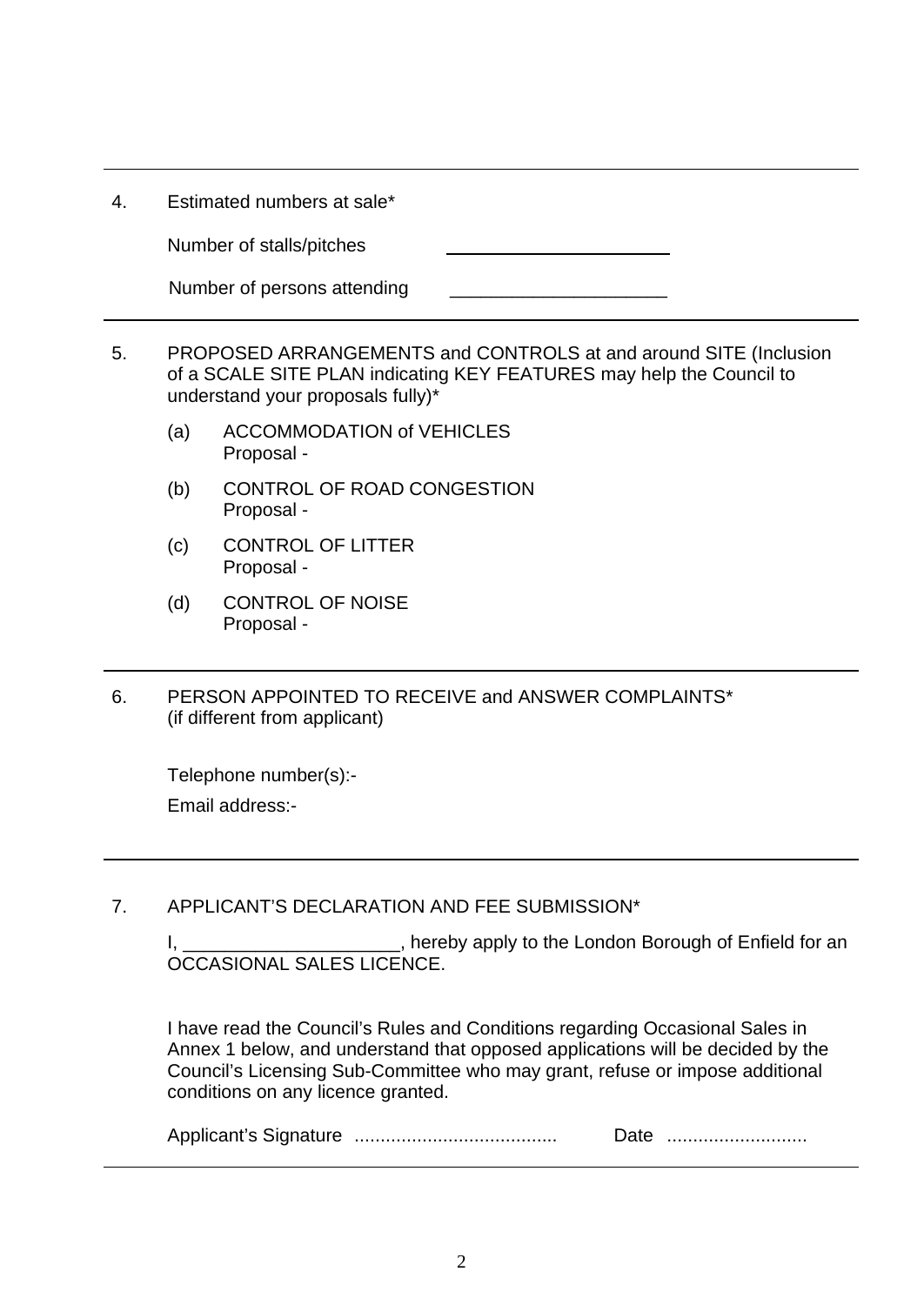4. Estimated numbers at sale*

   Number of stalls/pitches ______________________

   Number of persons attending ______________________

---

5. PROPOSED ARRANGEMENTS and CONTROLS at and around SITE (Inclusion of a SCALE SITE PLAN indicating KEY FEATURES may help the Council to understand your proposals fully)*

   (a) ACCOMMODATION of VEHICLES
       Proposal -

   (b) CONTROL OF ROAD CONGESTION
       Proposal -

   (c) CONTROL OF LITTER
       Proposal -

   (d) CONTROL OF NOISE
       Proposal -

---

6. PERSON APPOINTED TO RECEIVE and ANSWER COMPLAINTS* (if different from applicant)

   Telephone number(s):-

   Email address:-

---

7. APPLICANT'S DECLARATION AND FEE SUBMISSION*

   I, _____________________, hereby apply to the London Borough of Enfield for an OCCASIONAL SALES LICENCE.

   I have read the Council's Rules and Conditions regarding Occasional Sales in Annex 1 below, and understand that opposed applications will be decided by the Council's Licensing Sub-Committee who may grant, refuse or impose additional conditions on any licence granted.

   Applicant's Signature ....................................... Date ...........................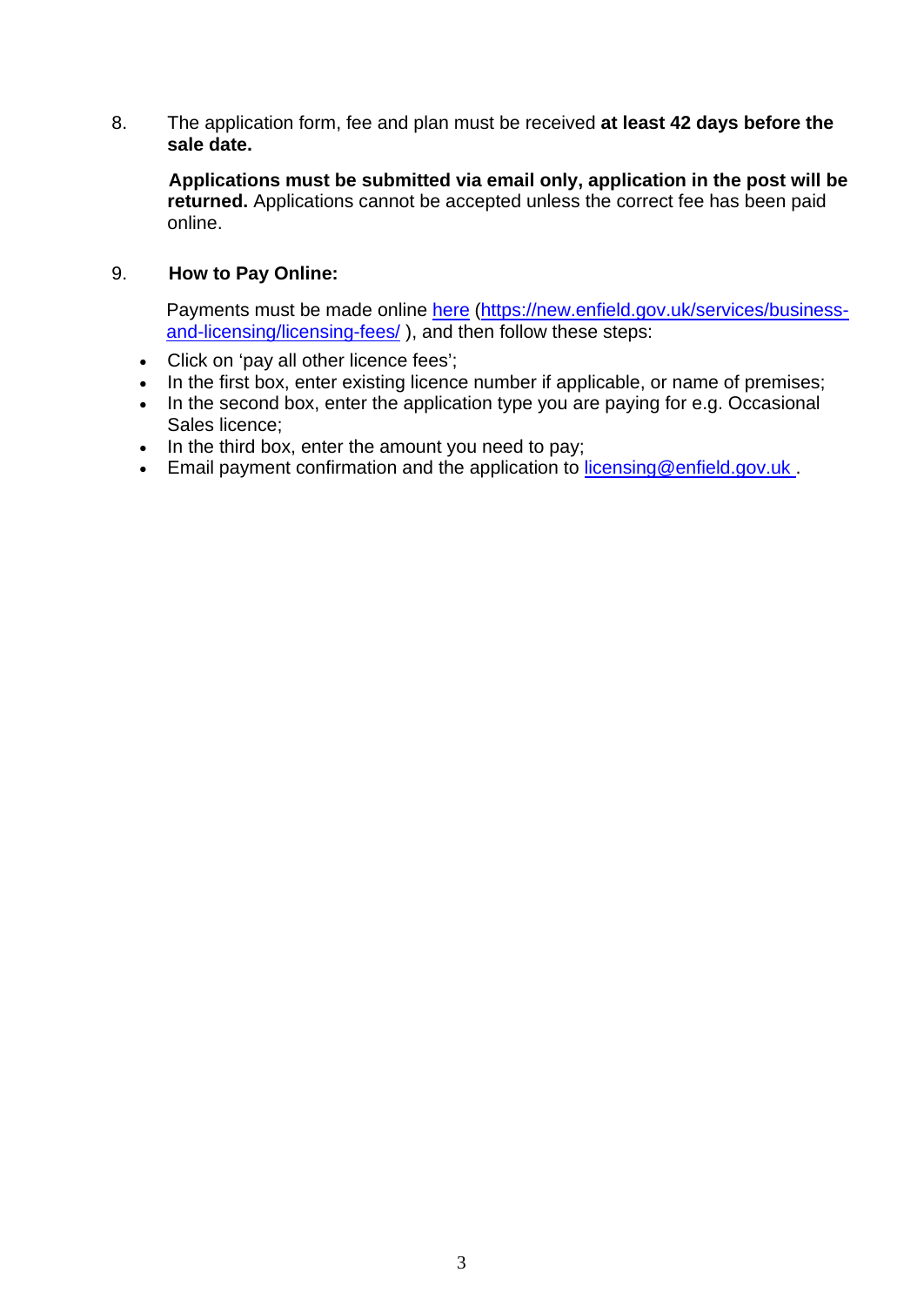8. The application form, fee and plan must be received **at least 42 days before the sale date.**

   **Applications must be submitted via email only, application in the post will be returned.** Applications cannot be accepted unless the correct fee has been paid online.

9. **How to Pay Online:**

   Payments must be made online [here](https://new.enfield.gov.uk/services/business-and-licensing/licensing-fees/) (https://new.enfield.gov.uk/services/business-and-licensing/licensing-fees/ ), and then follow these steps:

- Click on 'pay all other licence fees';
- In the first box, enter existing licence number if applicable, or name of premises;
- In the second box, enter the application type you are paying for e.g. Occasional Sales licence;
- In the third box, enter the amount you need to pay;
- Email payment confirmation and the application to licensing@enfield.gov.uk .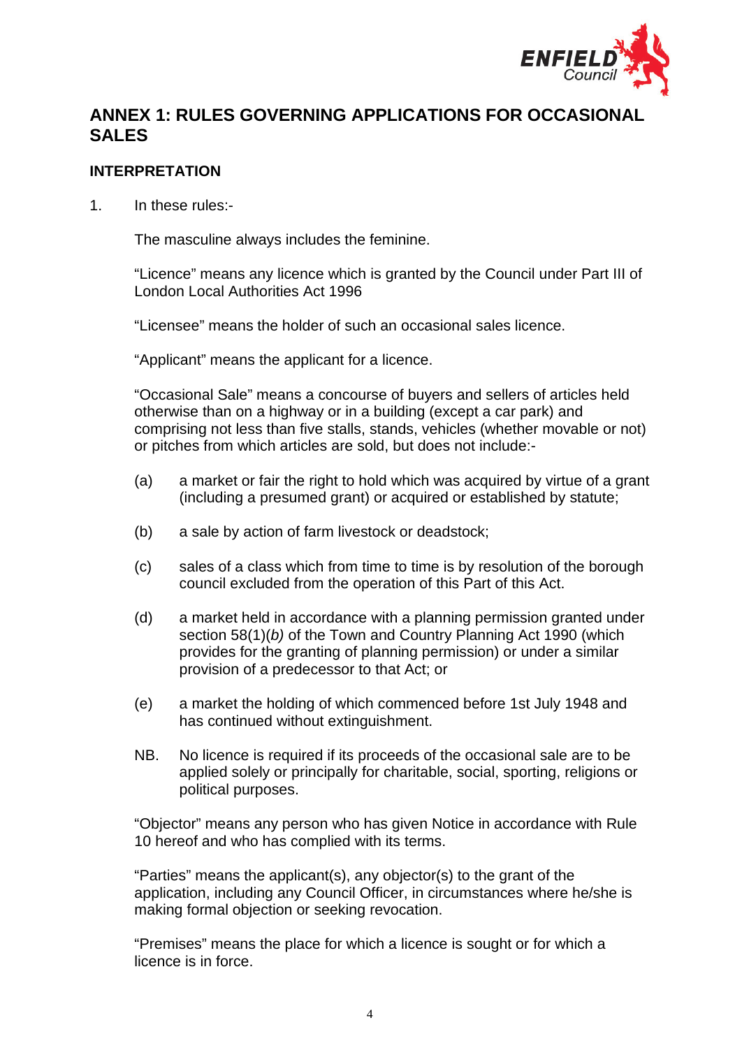## ANNEX 1: RULES GOVERNING APPLICATIONS FOR OCCASIONAL SALES

### INTERPRETATION

1. In these rules:-

   The masculine always includes the feminine.

   "Licence" means any licence which is granted by the Council under Part III of London Local Authorities Act 1996

   "Licensee" means the holder of such an occasional sales licence.

   "Applicant" means the applicant for a licence.

   "Occasional Sale" means a concourse of buyers and sellers of articles held otherwise than on a highway or in a building (except a car park) and comprising not less than five stalls, stands, vehicles (whether movable or not) or pitches from which articles are sold, but does not include:-

   (a) a market or fair the right to hold which was acquired by virtue of a grant (including a presumed grant) or acquired or established by statute;

   (b) a sale by action of farm livestock or deadstock;

   (c) sales of a class which from time to time is by resolution of the borough council excluded from the operation of this Part of this Act.

   (d) a market held in accordance with a planning permission granted under section 58(1)(*b*) of the Town and Country Planning Act 1990 (which provides for the granting of planning permission) or under a similar provision of a predecessor to that Act; or

   (e) a market the holding of which commenced before 1st July 1948 and has continued without extinguishment.

   NB. No licence is required if its proceeds of the occasional sale are to be applied solely or principally for charitable, social, sporting, religions or political purposes.

   "Objector" means any person who has given Notice in accordance with Rule 10 hereof and who has complied with its terms.

   "Parties" means the applicant(s), any objector(s) to the grant of the application, including any Council Officer, in circumstances where he/she is making formal objection or seeking revocation.

   "Premises" means the place for which a licence is sought or for which a licence is in force.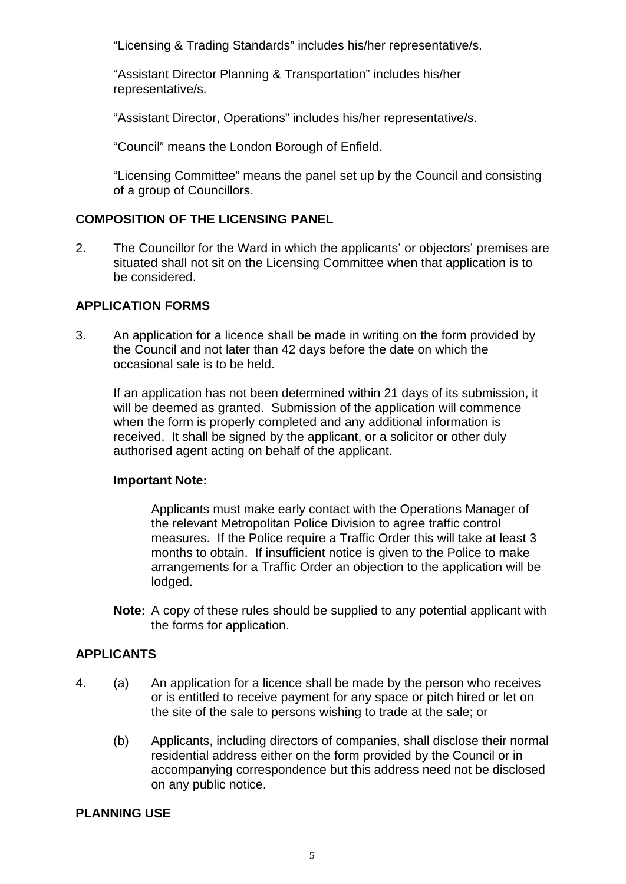"Licensing & Trading Standards" includes his/her representative/s.

"Assistant Director Planning & Transportation" includes his/her representative/s.

"Assistant Director, Operations" includes his/her representative/s.

"Council" means the London Borough of Enfield.

"Licensing Committee" means the panel set up by the Council and consisting of a group of Councillors.

## COMPOSITION OF THE LICENSING PANEL

2. The Councillor for the Ward in which the applicants' or objectors' premises are situated shall not sit on the Licensing Committee when that application is to be considered.

## APPLICATION FORMS

3. An application for a licence shall be made in writing on the form provided by the Council and not later than 42 days before the date on which the occasional sale is to be held.

   If an application has not been determined within 21 days of its submission, it will be deemed as granted. Submission of the application will commence when the form is properly completed and any additional information is received. It shall be signed by the applicant, or a solicitor or other duly authorised agent acting on behalf of the applicant.

   **Important Note:**

   Applicants must make early contact with the Operations Manager of the relevant Metropolitan Police Division to agree traffic control measures. If the Police require a Traffic Order this will take at least 3 months to obtain. If insufficient notice is given to the Police to make arrangements for a Traffic Order an objection to the application will be lodged.

   **Note:** A copy of these rules should be supplied to any potential applicant with the forms for application.

## APPLICANTS

4. (a) An application for a licence shall be made by the person who receives or is entitled to receive payment for any space or pitch hired or let on the site of the sale to persons wishing to trade at the sale; or

   (b) Applicants, including directors of companies, shall disclose their normal residential address either on the form provided by the Council or in accompanying correspondence but this address need not be disclosed on any public notice.

## PLANNING USE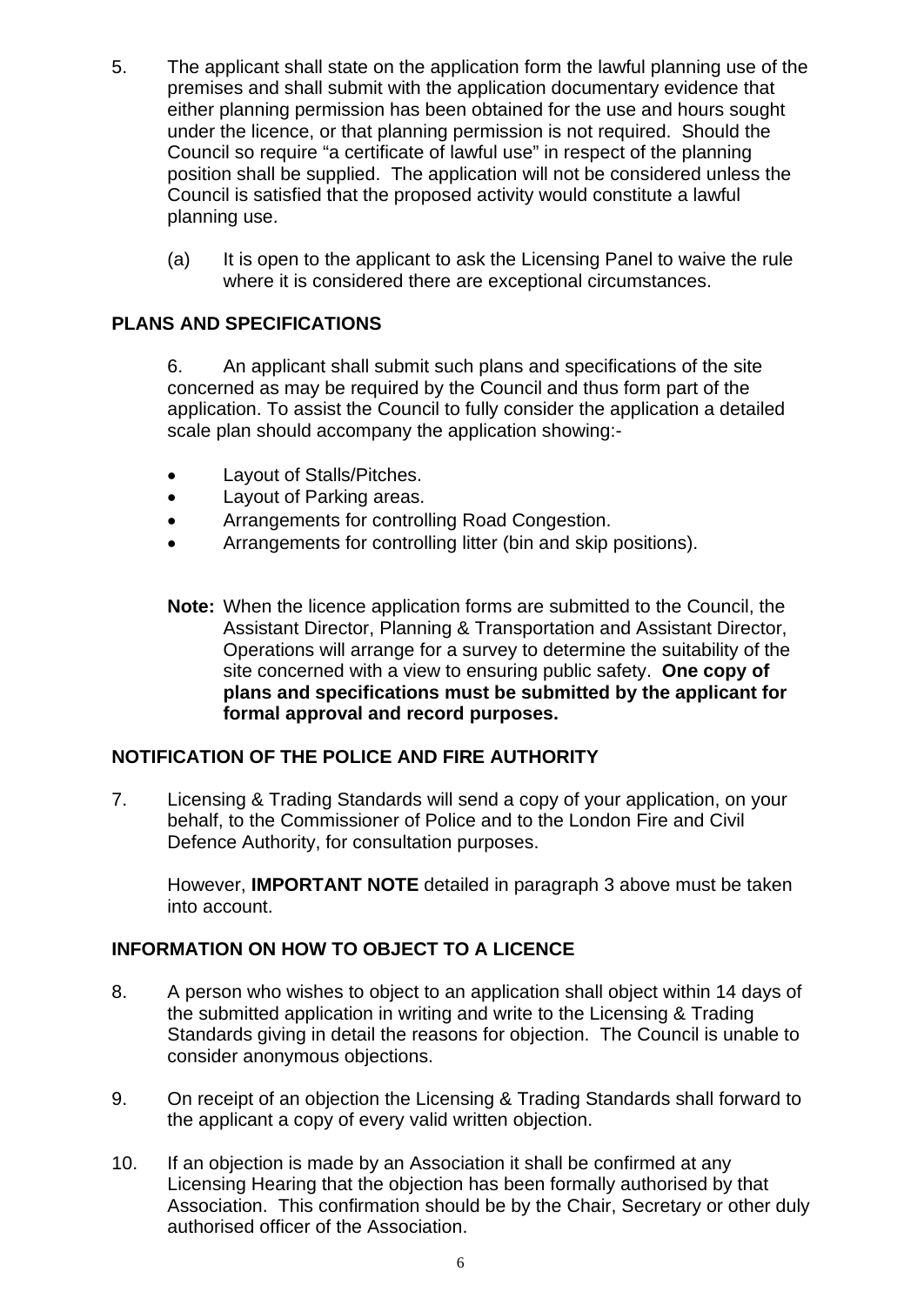5. The applicant shall state on the application form the lawful planning use of the premises and shall submit with the application documentary evidence that either planning permission has been obtained for the use and hours sought under the licence, or that planning permission is not required. Should the Council so require "a certificate of lawful use" in respect of the planning position shall be supplied. The application will not be considered unless the Council is satisfied that the proposed activity would constitute a lawful planning use.

   (a) It is open to the applicant to ask the Licensing Panel to waive the rule where it is considered there are exceptional circumstances.

## PLANS AND SPECIFICATIONS

6. An applicant shall submit such plans and specifications of the site concerned as may be required by the Council and thus form part of the application. To assist the Council to fully consider the application a detailed scale plan should accompany the application showing:-

- Layout of Stalls/Pitches.
- Layout of Parking areas.
- Arrangements for controlling Road Congestion.
- Arrangements for controlling litter (bin and skip positions).

**Note:** When the licence application forms are submitted to the Council, the Assistant Director, Planning & Transportation and Assistant Director, Operations will arrange for a survey to determine the suitability of the site concerned with a view to ensuring public safety. **One copy of plans and specifications must be submitted by the applicant for formal approval and record purposes.**

## NOTIFICATION OF THE POLICE AND FIRE AUTHORITY

7. Licensing & Trading Standards will send a copy of your application, on your behalf, to the Commissioner of Police and to the London Fire and Civil Defence Authority, for consultation purposes.

   However, **IMPORTANT NOTE** detailed in paragraph 3 above must be taken into account.

## INFORMATION ON HOW TO OBJECT TO A LICENCE

8. A person who wishes to object to an application shall object within 14 days of the submitted application in writing and write to the Licensing & Trading Standards giving in detail the reasons for objection. The Council is unable to consider anonymous objections.

9. On receipt of an objection the Licensing & Trading Standards shall forward to the applicant a copy of every valid written objection.

10. If an objection is made by an Association it shall be confirmed at any Licensing Hearing that the objection has been formally authorised by that Association. This confirmation should be by the Chair, Secretary or other duly authorised officer of the Association.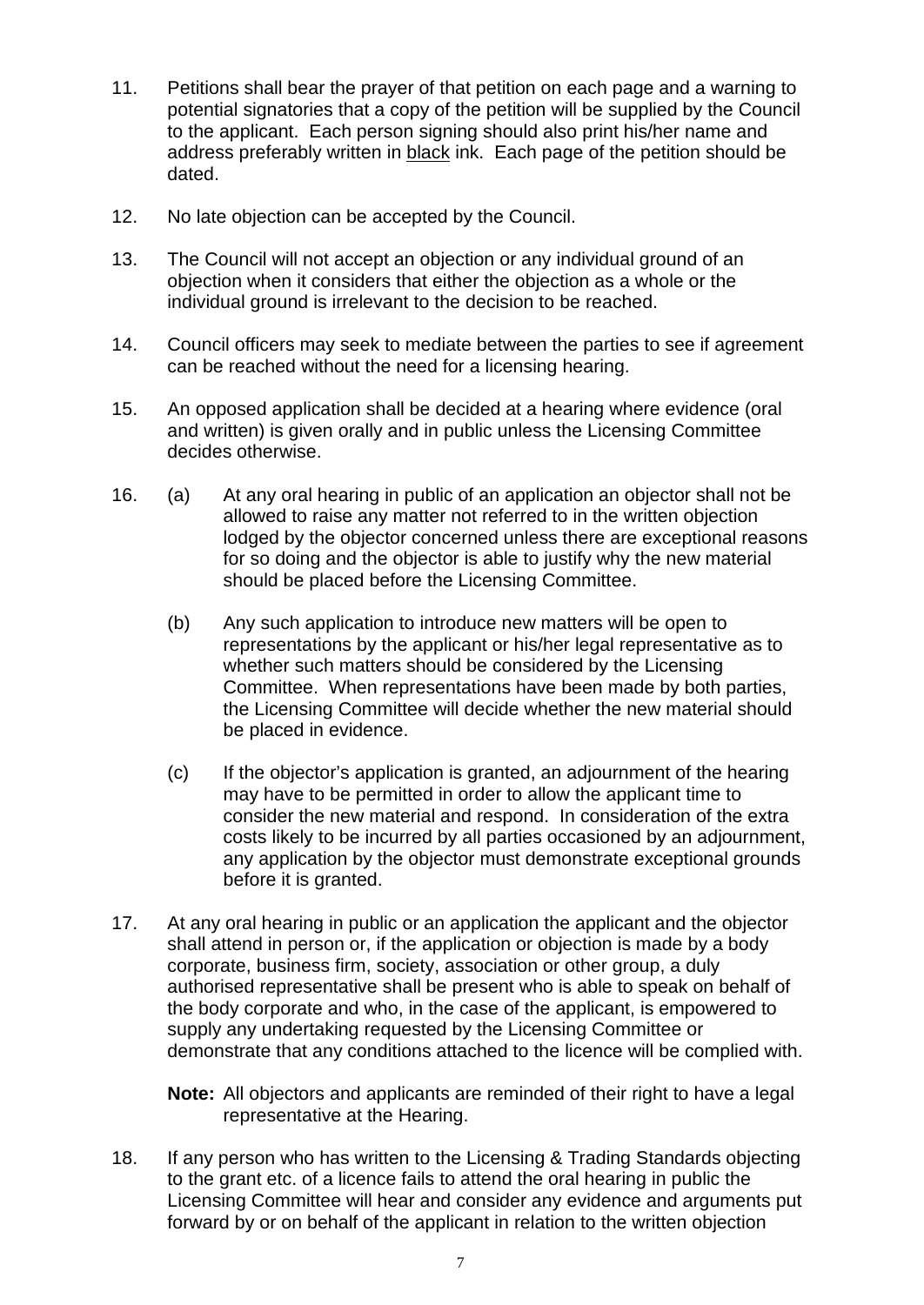11. Petitions shall bear the prayer of that petition on each page and a warning to potential signatories that a copy of the petition will be supplied by the Council to the applicant. Each person signing should also print his/her name and address preferably written in <u>black</u> ink. Each page of the petition should be dated.

12. No late objection can be accepted by the Council.

13. The Council will not accept an objection or any individual ground of an objection when it considers that either the objection as a whole or the individual ground is irrelevant to the decision to be reached.

14. Council officers may seek to mediate between the parties to see if agreement can be reached without the need for a licensing hearing.

15. An opposed application shall be decided at a hearing where evidence (oral and written) is given orally and in public unless the Licensing Committee decides otherwise.

16. (a) At any oral hearing in public of an application an objector shall not be allowed to raise any matter not referred to in the written objection lodged by the objector concerned unless there are exceptional reasons for so doing and the objector is able to justify why the new material should be placed before the Licensing Committee.

    (b) Any such application to introduce new matters will be open to representations by the applicant or his/her legal representative as to whether such matters should be considered by the Licensing Committee. When representations have been made by both parties, the Licensing Committee will decide whether the new material should be placed in evidence.

    (c) If the objector's application is granted, an adjournment of the hearing may have to be permitted in order to allow the applicant time to consider the new material and respond. In consideration of the extra costs likely to be incurred by all parties occasioned by an adjournment, any application by the objector must demonstrate exceptional grounds before it is granted.

17. At any oral hearing in public or an application the applicant and the objector shall attend in person or, if the application or objection is made by a body corporate, business firm, society, association or other group, a duly authorised representative shall be present who is able to speak on behalf of the body corporate and who, in the case of the applicant, is empowered to supply any undertaking requested by the Licensing Committee or demonstrate that any conditions attached to the licence will be complied with.

    **Note:** All objectors and applicants are reminded of their right to have a legal representative at the Hearing.

18. If any person who has written to the Licensing & Trading Standards objecting to the grant etc. of a licence fails to attend the oral hearing in public the Licensing Committee will hear and consider any evidence and arguments put forward by or on behalf of the applicant in relation to the written objection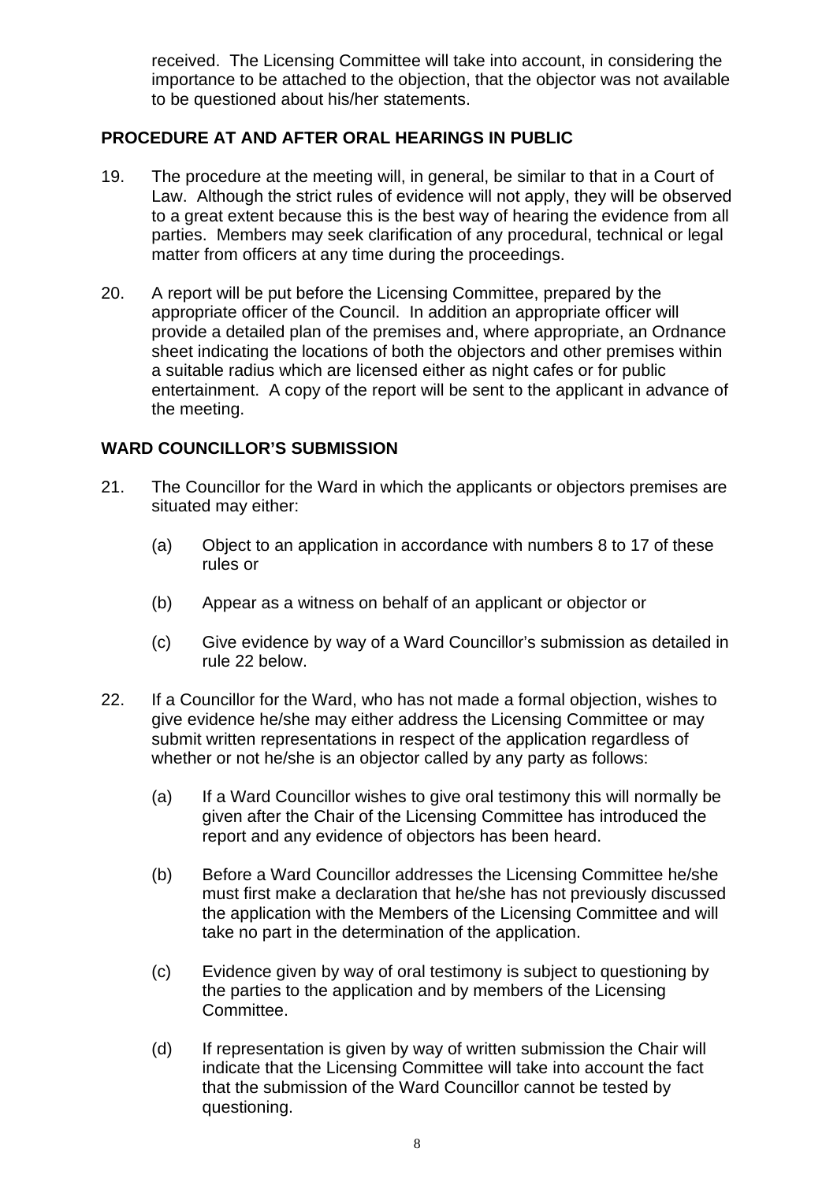received. The Licensing Committee will take into account, in considering the importance to be attached to the objection, that the objector was not available to be questioned about his/her statements.

## PROCEDURE AT AND AFTER ORAL HEARINGS IN PUBLIC

19. The procedure at the meeting will, in general, be similar to that in a Court of Law. Although the strict rules of evidence will not apply, they will be observed to a great extent because this is the best way of hearing the evidence from all parties. Members may seek clarification of any procedural, technical or legal matter from officers at any time during the proceedings.

20. A report will be put before the Licensing Committee, prepared by the appropriate officer of the Council. In addition an appropriate officer will provide a detailed plan of the premises and, where appropriate, an Ordnance sheet indicating the locations of both the objectors and other premises within a suitable radius which are licensed either as night cafes or for public entertainment. A copy of the report will be sent to the applicant in advance of the meeting.

## WARD COUNCILLOR'S SUBMISSION

21. The Councillor for the Ward in which the applicants or objectors premises are situated may either:

    (a) Object to an application in accordance with numbers 8 to 17 of these rules or

    (b) Appear as a witness on behalf of an applicant or objector or

    (c) Give evidence by way of a Ward Councillor's submission as detailed in rule 22 below.

22. If a Councillor for the Ward, who has not made a formal objection, wishes to give evidence he/she may either address the Licensing Committee or may submit written representations in respect of the application regardless of whether or not he/she is an objector called by any party as follows:

    (a) If a Ward Councillor wishes to give oral testimony this will normally be given after the Chair of the Licensing Committee has introduced the report and any evidence of objectors has been heard.

    (b) Before a Ward Councillor addresses the Licensing Committee he/she must first make a declaration that he/she has not previously discussed the application with the Members of the Licensing Committee and will take no part in the determination of the application.

    (c) Evidence given by way of oral testimony is subject to questioning by the parties to the application and by members of the Licensing Committee.

    (d) If representation is given by way of written submission the Chair will indicate that the Licensing Committee will take into account the fact that the submission of the Ward Councillor cannot be tested by questioning.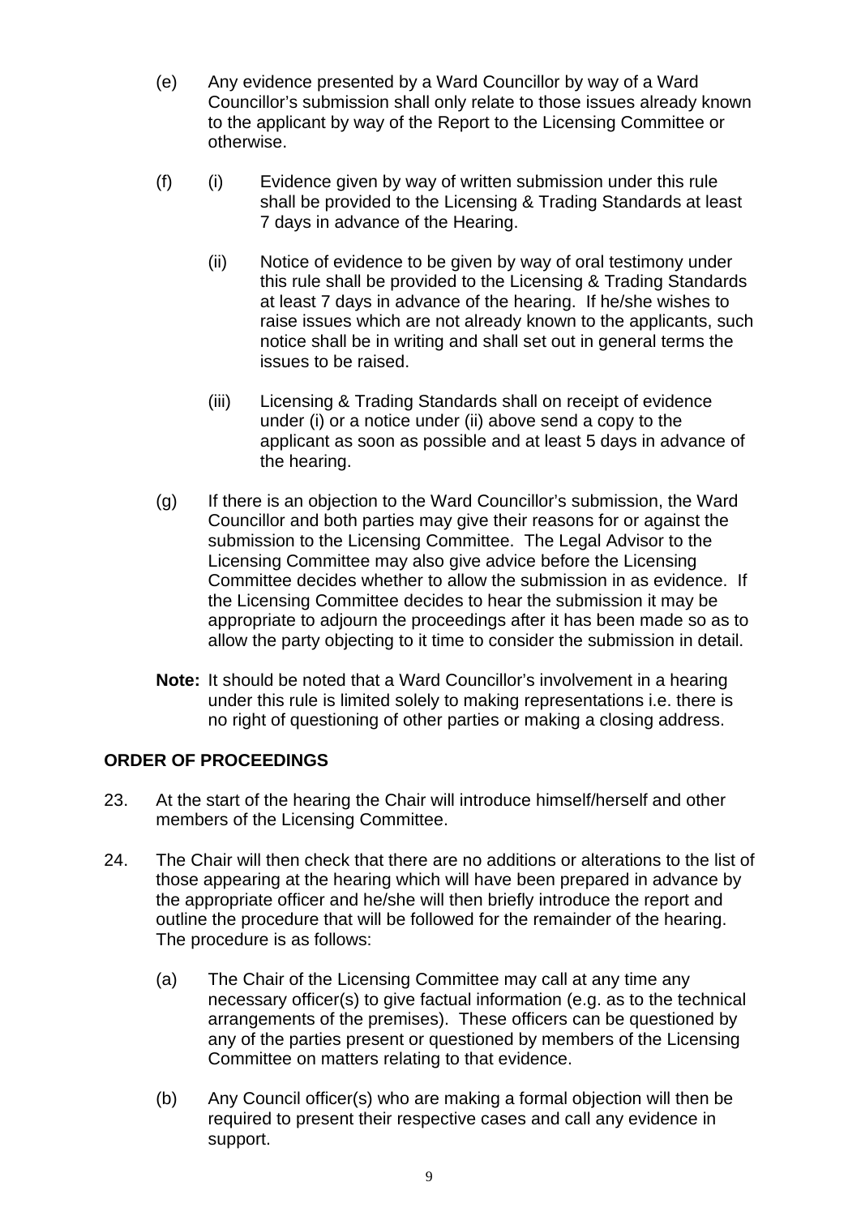(e) Any evidence presented by a Ward Councillor by way of a Ward Councillor's submission shall only relate to those issues already known to the applicant by way of the Report to the Licensing Committee or otherwise.

(f) (i) Evidence given by way of written submission under this rule shall be provided to the Licensing & Trading Standards at least 7 days in advance of the Hearing.

(ii) Notice of evidence to be given by way of oral testimony under this rule shall be provided to the Licensing & Trading Standards at least 7 days in advance of the hearing. If he/she wishes to raise issues which are not already known to the applicants, such notice shall be in writing and shall set out in general terms the issues to be raised.

(iii) Licensing & Trading Standards shall on receipt of evidence under (i) or a notice under (ii) above send a copy to the applicant as soon as possible and at least 5 days in advance of the hearing.

(g) If there is an objection to the Ward Councillor's submission, the Ward Councillor and both parties may give their reasons for or against the submission to the Licensing Committee. The Legal Advisor to the Licensing Committee may also give advice before the Licensing Committee decides whether to allow the submission in as evidence. If the Licensing Committee decides to hear the submission it may be appropriate to adjourn the proceedings after it has been made so as to allow the party objecting to it time to consider the submission in detail.

**Note:** It should be noted that a Ward Councillor's involvement in a hearing under this rule is limited solely to making representations i.e. there is no right of questioning of other parties or making a closing address.

## ORDER OF PROCEEDINGS

23. At the start of the hearing the Chair will introduce himself/herself and other members of the Licensing Committee.

24. The Chair will then check that there are no additions or alterations to the list of those appearing at the hearing which will have been prepared in advance by the appropriate officer and he/she will then briefly introduce the report and outline the procedure that will be followed for the remainder of the hearing. The procedure is as follows:

(a) The Chair of the Licensing Committee may call at any time any necessary officer(s) to give factual information (e.g. as to the technical arrangements of the premises). These officers can be questioned by any of the parties present or questioned by members of the Licensing Committee on matters relating to that evidence.

(b) Any Council officer(s) who are making a formal objection will then be required to present their respective cases and call any evidence in support.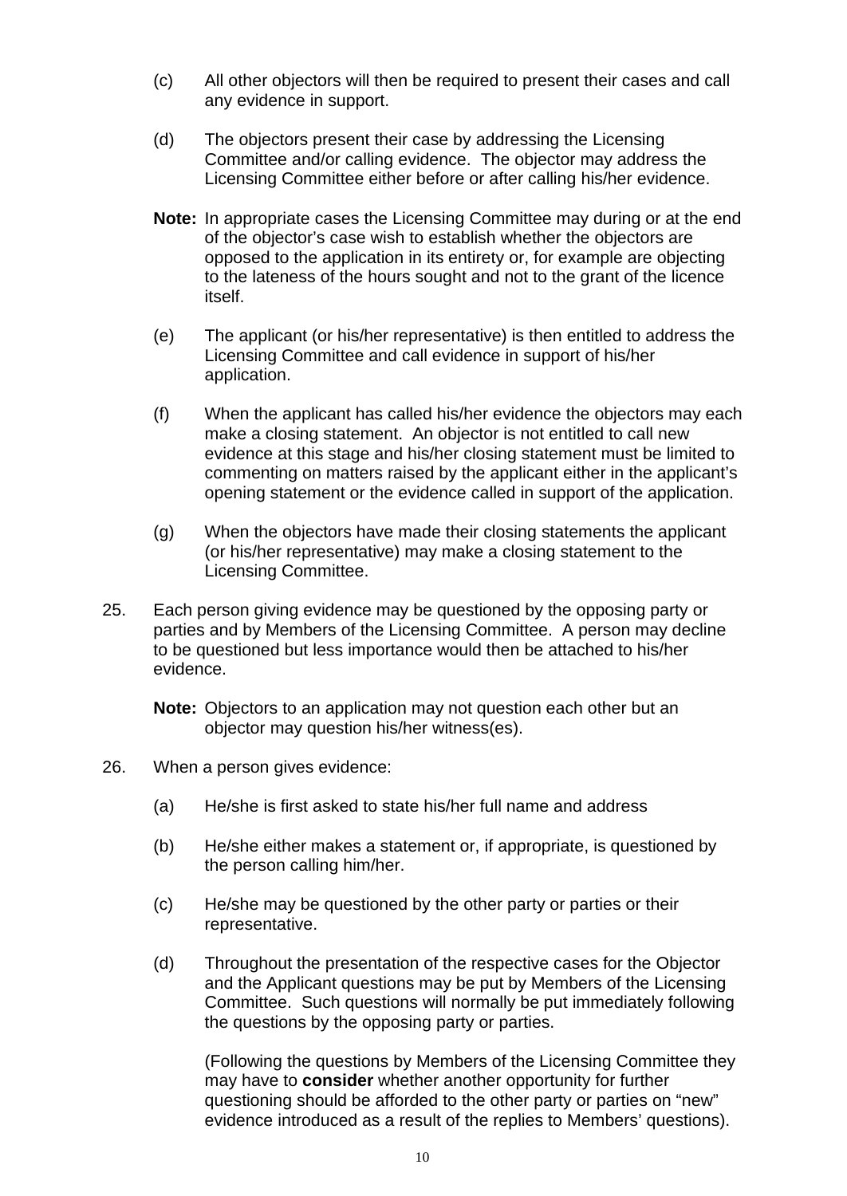(c) All other objectors will then be required to present their cases and call any evidence in support.

(d) The objectors present their case by addressing the Licensing Committee and/or calling evidence. The objector may address the Licensing Committee either before or after calling his/her evidence.

**Note:** In appropriate cases the Licensing Committee may during or at the end of the objector's case wish to establish whether the objectors are opposed to the application in its entirety or, for example are objecting to the lateness of the hours sought and not to the grant of the licence itself.

(e) The applicant (or his/her representative) is then entitled to address the Licensing Committee and call evidence in support of his/her application.

(f) When the applicant has called his/her evidence the objectors may each make a closing statement. An objector is not entitled to call new evidence at this stage and his/her closing statement must be limited to commenting on matters raised by the applicant either in the applicant's opening statement or the evidence called in support of the application.

(g) When the objectors have made their closing statements the applicant (or his/her representative) may make a closing statement to the Licensing Committee.

25. Each person giving evidence may be questioned by the opposing party or parties and by Members of the Licensing Committee. A person may decline to be questioned but less importance would then be attached to his/her evidence.

**Note:** Objectors to an application may not question each other but an objector may question his/her witness(es).

26. When a person gives evidence:

(a) He/she is first asked to state his/her full name and address

(b) He/she either makes a statement or, if appropriate, is questioned by the person calling him/her.

(c) He/she may be questioned by the other party or parties or their representative.

(d) Throughout the presentation of the respective cases for the Objector and the Applicant questions may be put by Members of the Licensing Committee. Such questions will normally be put immediately following the questions by the opposing party or parties.

(Following the questions by Members of the Licensing Committee they may have to **consider** whether another opportunity for further questioning should be afforded to the other party or parties on "new" evidence introduced as a result of the replies to Members' questions).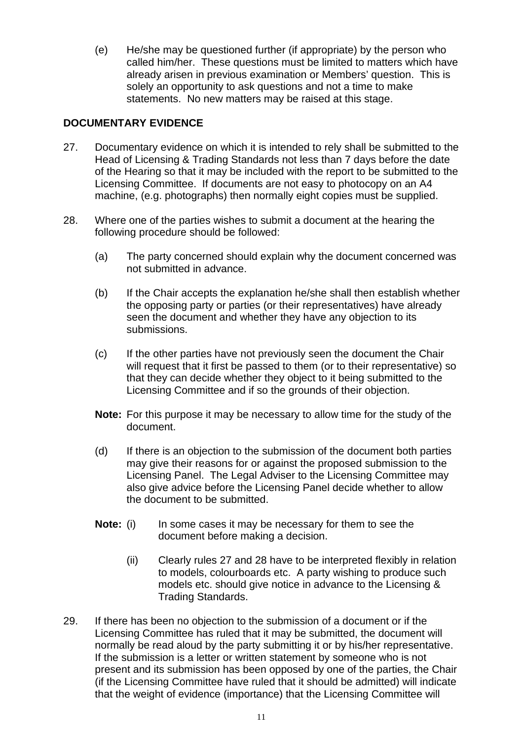(e) He/she may be questioned further (if appropriate) by the person who called him/her. These questions must be limited to matters which have already arisen in previous examination or Members' question. This is solely an opportunity to ask questions and not a time to make statements. No new matters may be raised at this stage.

## DOCUMENTARY EVIDENCE

27. Documentary evidence on which it is intended to rely shall be submitted to the Head of Licensing & Trading Standards not less than 7 days before the date of the Hearing so that it may be included with the report to be submitted to the Licensing Committee. If documents are not easy to photocopy on an A4 machine, (e.g. photographs) then normally eight copies must be supplied.

28. Where one of the parties wishes to submit a document at the hearing the following procedure should be followed:

    (a) The party concerned should explain why the document concerned was not submitted in advance.

    (b) If the Chair accepts the explanation he/she shall then establish whether the opposing party or parties (or their representatives) have already seen the document and whether they have any objection to its submissions.

    (c) If the other parties have not previously seen the document the Chair will request that it first be passed to them (or to their representative) so that they can decide whether they object to it being submitted to the Licensing Committee and if so the grounds of their objection.

    **Note:** For this purpose it may be necessary to allow time for the study of the document.

    (d) If there is an objection to the submission of the document both parties may give their reasons for or against the proposed submission to the Licensing Panel. The Legal Adviser to the Licensing Committee may also give advice before the Licensing Panel decide whether to allow the document to be submitted.

    **Note:** (i) In some cases it may be necessary for them to see the document before making a decision.

    (ii) Clearly rules 27 and 28 have to be interpreted flexibly in relation to models, colourboards etc. A party wishing to produce such models etc. should give notice in advance to the Licensing & Trading Standards.

29. If there has been no objection to the submission of a document or if the Licensing Committee has ruled that it may be submitted, the document will normally be read aloud by the party submitting it or by his/her representative. If the submission is a letter or written statement by someone who is not present and its submission has been opposed by one of the parties, the Chair (if the Licensing Committee have ruled that it should be admitted) will indicate that the weight of evidence (importance) that the Licensing Committee will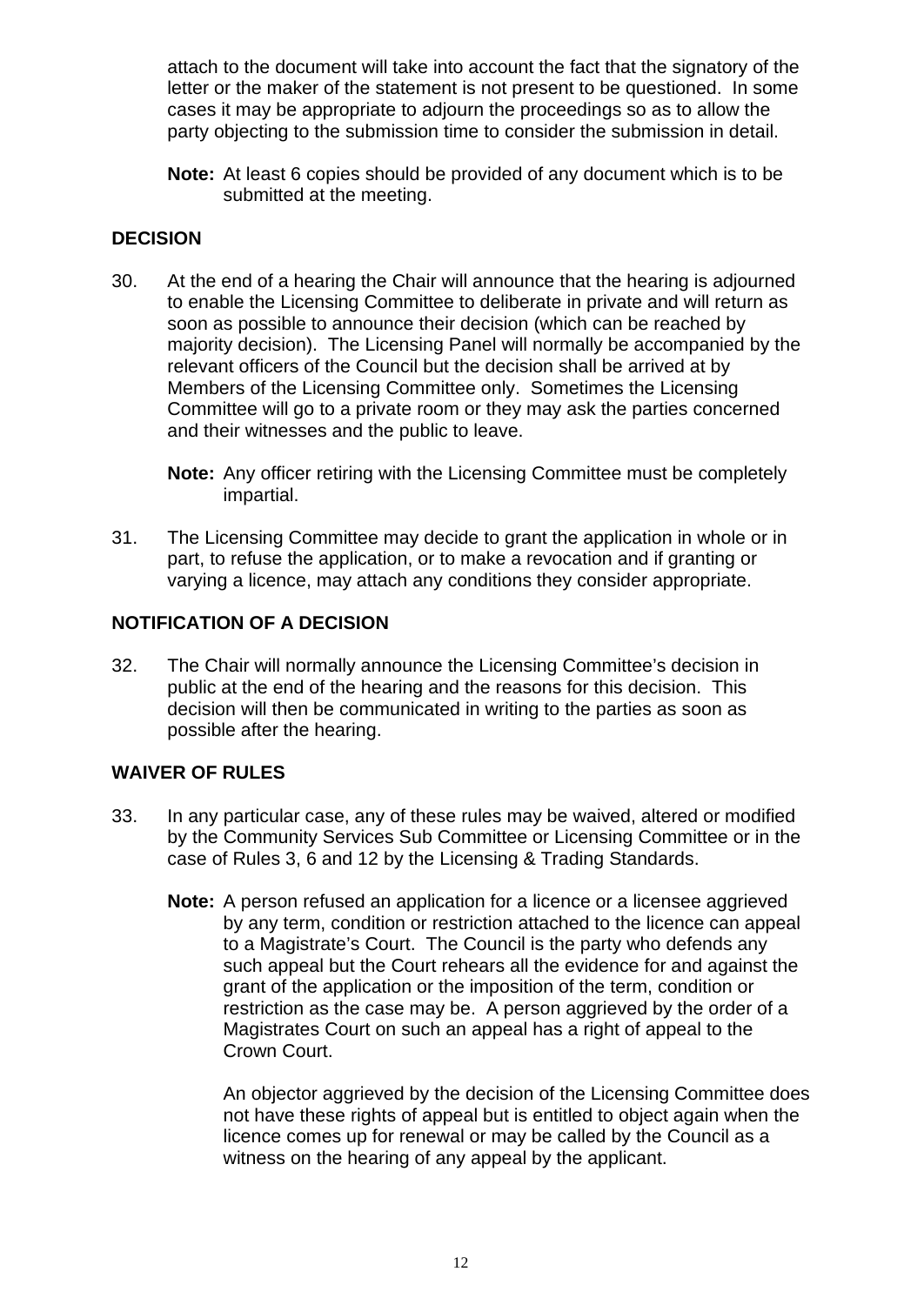attach to the document will take into account the fact that the signatory of the letter or the maker of the statement is not present to be questioned. In some cases it may be appropriate to adjourn the proceedings so as to allow the party objecting to the submission time to consider the submission in detail.

**Note:** At least 6 copies should be provided of any document which is to be submitted at the meeting.

## DECISION

30. At the end of a hearing the Chair will announce that the hearing is adjourned to enable the Licensing Committee to deliberate in private and will return as soon as possible to announce their decision (which can be reached by majority decision). The Licensing Panel will normally be accompanied by the relevant officers of the Council but the decision shall be arrived at by Members of the Licensing Committee only. Sometimes the Licensing Committee will go to a private room or they may ask the parties concerned and their witnesses and the public to leave.

    **Note:** Any officer retiring with the Licensing Committee must be completely impartial.

31. The Licensing Committee may decide to grant the application in whole or in part, to refuse the application, or to make a revocation and if granting or varying a licence, may attach any conditions they consider appropriate.

## NOTIFICATION OF A DECISION

32. The Chair will normally announce the Licensing Committee's decision in public at the end of the hearing and the reasons for this decision. This decision will then be communicated in writing to the parties as soon as possible after the hearing.

## WAIVER OF RULES

33. In any particular case, any of these rules may be waived, altered or modified by the Community Services Sub Committee or Licensing Committee or in the case of Rules 3, 6 and 12 by the Licensing & Trading Standards.

    **Note:** A person refused an application for a licence or a licensee aggrieved by any term, condition or restriction attached to the licence can appeal to a Magistrate's Court. The Council is the party who defends any such appeal but the Court rehears all the evidence for and against the grant of the application or the imposition of the term, condition or restriction as the case may be. A person aggrieved by the order of a Magistrates Court on such an appeal has a right of appeal to the Crown Court.

    An objector aggrieved by the decision of the Licensing Committee does not have these rights of appeal but is entitled to object again when the licence comes up for renewal or may be called by the Council as a witness on the hearing of any appeal by the applicant.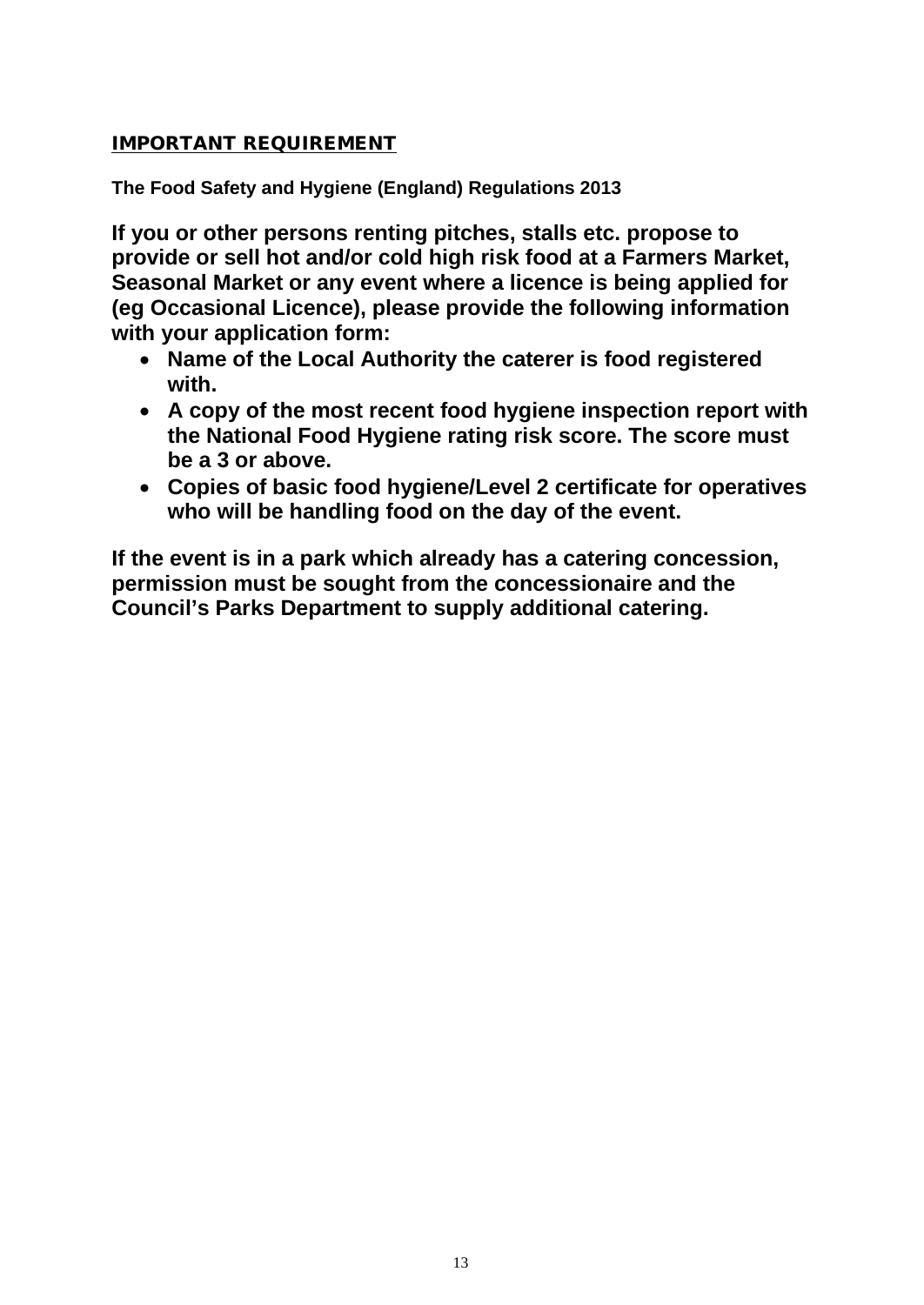## IMPORTANT REQUIREMENT

**The Food Safety and Hygiene (England) Regulations 2013**

**If you or other persons renting pitches, stalls etc. propose to provide or sell hot and/or cold high risk food at a Farmers Market, Seasonal Market or any event where a licence is being applied for (eg Occasional Licence), please provide the following information with your application form:**

- **Name of the Local Authority the caterer is food registered with.**
- **A copy of the most recent food hygiene inspection report with the National Food Hygiene rating risk score. The score must be a 3 or above.**
- **Copies of basic food hygiene/Level 2 certificate for operatives who will be handling food on the day of the event.**

**If the event is in a park which already has a catering concession, permission must be sought from the concessionaire and the Council's Parks Department to supply additional catering.**